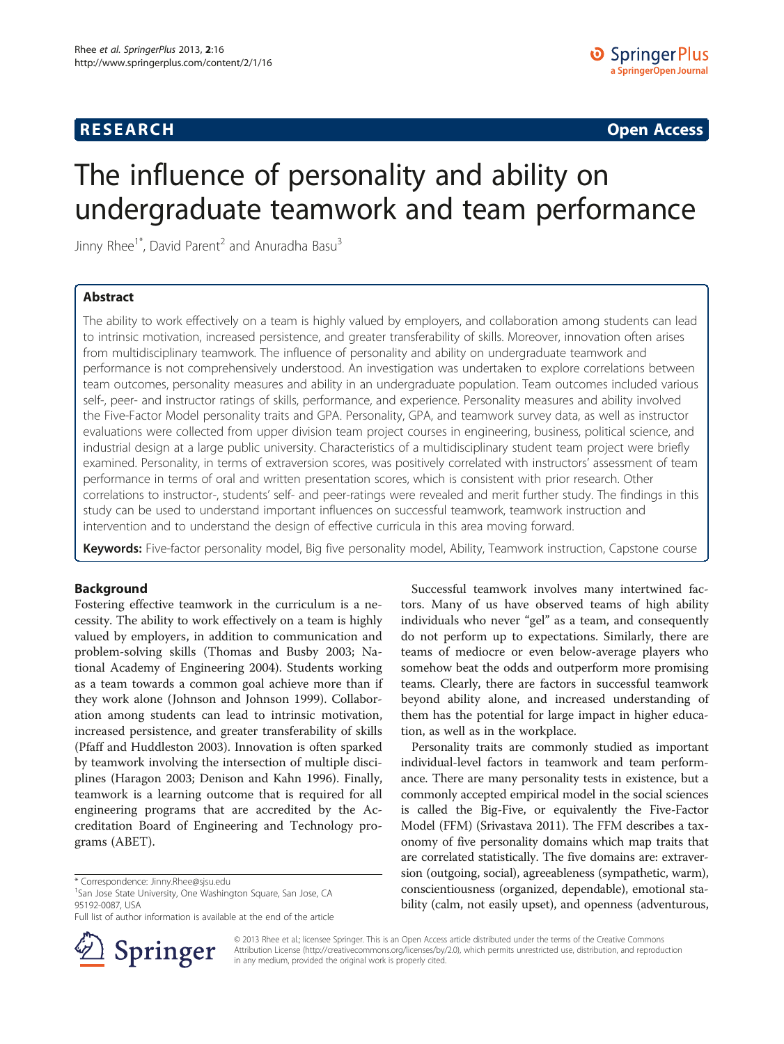**RESEARCH** **Open Access**

# The influence of personality and ability on undergraduate teamwork and team performance

Jinny Rhee[1*], David Parent[2] and Anuradha Basu[3]

## Abstract

The ability to work effectively on a team is highly valued by employers, and collaboration among students can lead to intrinsic motivation, increased persistence, and greater transferability of skills. Moreover, innovation often arises from multidisciplinary teamwork. The influence of personality and ability on undergraduate teamwork and performance is not comprehensively understood. An investigation was undertaken to explore correlations between team outcomes, personality measures and ability in an undergraduate population. Team outcomes included various self-, peer- and instructor ratings of skills, performance, and experience. Personality measures and ability involved the Five-Factor Model personality traits and GPA. Personality, GPA, and teamwork survey data, as well as instructor evaluations were collected from upper division team project courses in engineering, business, political science, and industrial design at a large public university. Characteristics of a multidisciplinary student team project were briefly examined. Personality, in terms of extraversion scores, was positively correlated with instructors' assessment of team performance in terms of oral and written presentation scores, which is consistent with prior research. Other correlations to instructor-, students' self- and peer-ratings were revealed and merit further study. The findings in this study can be used to understand important influences on successful teamwork, teamwork instruction and intervention and to understand the design of effective curricula in this area moving forward.

**Keywords:** Five-factor personality model, Big five personality model, Ability, Teamwork instruction, Capstone course

## Background

Fostering effective teamwork in the curriculum is a necessity. The ability to work effectively on a team is highly valued by employers, in addition to communication and problem-solving skills (Thomas and Busby 2003; National Academy of Engineering 2004). Students working as a team towards a common goal achieve more than if they work alone (Johnson and Johnson 1999). Collaboration among students can lead to intrinsic motivation, increased persistence, and greater transferability of skills (Pfaff and Huddleston 2003). Innovation is often sparked by teamwork involving the intersection of multiple disciplines (Haragon 2003; Denison and Kahn 1996). Finally, teamwork is a learning outcome that is required for all engineering programs that are accredited by the Accreditation Board of Engineering and Technology programs (ABET).

Successful teamwork involves many intertwined factors. Many of us have observed teams of high ability individuals who never "gel" as a team, and consequently do not perform up to expectations. Similarly, there are teams of mediocre or even below-average players who somehow beat the odds and outperform more promising teams. Clearly, there are factors in successful teamwork beyond ability alone, and increased understanding of them has the potential for large impact in higher education, as well as in the workplace.

Personality traits are commonly studied as important individual-level factors in teamwork and team performance. There are many personality tests in existence, but a commonly accepted empirical model in the social sciences is called the Big-Five, or equivalently the Five-Factor Model (FFM) (Srivastava 2011). The FFM describes a taxonomy of five personality domains which map traits that are correlated statistically. The five domains are: extraversion (outgoing, social), agreeableness (sympathetic, warm), conscientiousness (organized, dependable), emotional stability (calm, not easily upset), and openness (adventurous,

\* Correspondence: Jinny.Rhee@sjsu.edu
[1]San Jose State University, One Washington Square, San Jose, CA 95192-0087, USA
Full list of author information is available at the end of the article

© 2013 Rhee et al.; licensee Springer. This is an Open Access article distributed under the terms of the Creative Commons Attribution License (http://creativecommons.org/licenses/by/2.0), which permits unrestricted use, distribution, and reproduction in any medium, provided the original work is properly cited.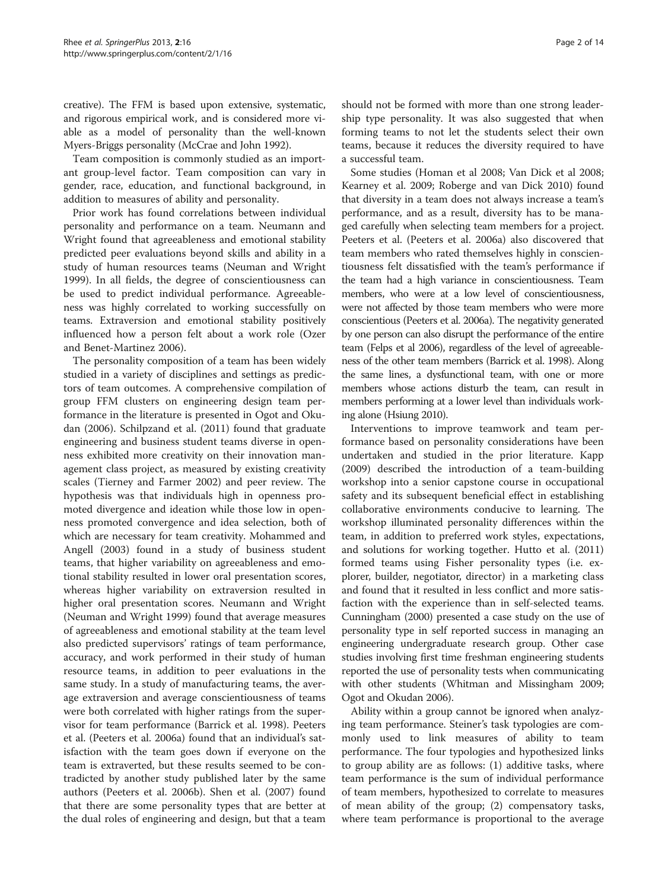creative). The FFM is based upon extensive, systematic, and rigorous empirical work, and is considered more viable as a model of personality than the well-known Myers-Briggs personality (McCrae and John 1992).

Team composition is commonly studied as an important group-level factor. Team composition can vary in gender, race, education, and functional background, in addition to measures of ability and personality.

Prior work has found correlations between individual personality and performance on a team. Neumann and Wright found that agreeableness and emotional stability predicted peer evaluations beyond skills and ability in a study of human resources teams (Neuman and Wright 1999). In all fields, the degree of conscientiousness can be used to predict individual performance. Agreeableness was highly correlated to working successfully on teams. Extraversion and emotional stability positively influenced how a person felt about a work role (Ozer and Benet-Martinez 2006).

The personality composition of a team has been widely studied in a variety of disciplines and settings as predictors of team outcomes. A comprehensive compilation of group FFM clusters on engineering design team performance in the literature is presented in Ogot and Okudan (2006). Schilpzand et al. (2011) found that graduate engineering and business student teams diverse in openness exhibited more creativity on their innovation management class project, as measured by existing creativity scales (Tierney and Farmer 2002) and peer review. The hypothesis was that individuals high in openness promoted divergence and ideation while those low in openness promoted convergence and idea selection, both of which are necessary for team creativity. Mohammed and Angell (2003) found in a study of business student teams, that higher variability on agreeableness and emotional stability resulted in lower oral presentation scores, whereas higher variability on extraversion resulted in higher oral presentation scores. Neumann and Wright (Neuman and Wright 1999) found that average measures of agreeableness and emotional stability at the team level also predicted supervisors' ratings of team performance, accuracy, and work performed in their study of human resource teams, in addition to peer evaluations in the same study. In a study of manufacturing teams, the average extraversion and average conscientiousness of teams were both correlated with higher ratings from the supervisor for team performance (Barrick et al. 1998). Peeters et al. (Peeters et al. 2006a) found that an individual's satisfaction with the team goes down if everyone on the team is extraverted, but these results seemed to be contradicted by another study published later by the same authors (Peeters et al. 2006b). Shen et al. (2007) found that there are some personality types that are better at the dual roles of engineering and design, but that a team should not be formed with more than one strong leadership type personality. It was also suggested that when forming teams to not let the students select their own teams, because it reduces the diversity required to have a successful team.

Some studies (Homan et al 2008; Van Dick et al 2008; Kearney et al. 2009; Roberge and van Dick 2010) found that diversity in a team does not always increase a team's performance, and as a result, diversity has to be managed carefully when selecting team members for a project. Peeters et al. (Peeters et al. 2006a) also discovered that team members who rated themselves highly in conscientiousness felt dissatisfied with the team's performance if the team had a high variance in conscientiousness. Team members, who were at a low level of conscientiousness, were not affected by those team members who were more conscientious (Peeters et al. 2006a). The negativity generated by one person can also disrupt the performance of the entire team (Felps et al 2006), regardless of the level of agreeableness of the other team members (Barrick et al. 1998). Along the same lines, a dysfunctional team, with one or more members whose actions disturb the team, can result in members performing at a lower level than individuals working alone (Hsiung 2010).

Interventions to improve teamwork and team performance based on personality considerations have been undertaken and studied in the prior literature. Kapp (2009) described the introduction of a team-building workshop into a senior capstone course in occupational safety and its subsequent beneficial effect in establishing collaborative environments conducive to learning. The workshop illuminated personality differences within the team, in addition to preferred work styles, expectations, and solutions for working together. Hutto et al. (2011) formed teams using Fisher personality types (i.e. explorer, builder, negotiator, director) in a marketing class and found that it resulted in less conflict and more satisfaction with the experience than in self-selected teams. Cunningham (2000) presented a case study on the use of personality type in self reported success in managing an engineering undergraduate research group. Other case studies involving first time freshman engineering students reported the use of personality tests when communicating with other students (Whitman and Missingham 2009; Ogot and Okudan 2006).

Ability within a group cannot be ignored when analyzing team performance. Steiner's task typologies are commonly used to link measures of ability to team performance. The four typologies and hypothesized links to group ability are as follows: (1) additive tasks, where team performance is the sum of individual performance of team members, hypothesized to correlate to measures of mean ability of the group; (2) compensatory tasks, where team performance is proportional to the average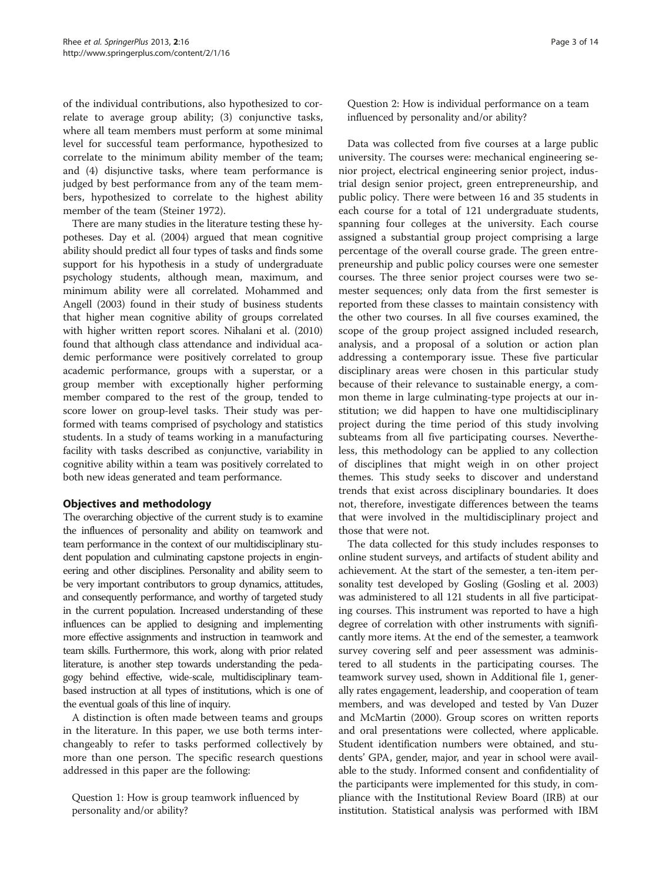of the individual contributions, also hypothesized to correlate to average group ability; (3) conjunctive tasks, where all team members must perform at some minimal level for successful team performance, hypothesized to correlate to the minimum ability member of the team; and (4) disjunctive tasks, where team performance is judged by best performance from any of the team members, hypothesized to correlate to the highest ability member of the team (Steiner 1972).

There are many studies in the literature testing these hypotheses. Day et al. (2004) argued that mean cognitive ability should predict all four types of tasks and finds some support for his hypothesis in a study of undergraduate psychology students, although mean, maximum, and minimum ability were all correlated. Mohammed and Angell (2003) found in their study of business students that higher mean cognitive ability of groups correlated with higher written report scores. Nihalani et al. (2010) found that although class attendance and individual academic performance were positively correlated to group academic performance, groups with a superstar, or a group member with exceptionally higher performing member compared to the rest of the group, tended to score lower on group-level tasks. Their study was performed with teams comprised of psychology and statistics students. In a study of teams working in a manufacturing facility with tasks described as conjunctive, variability in cognitive ability within a team was positively correlated to both new ideas generated and team performance.

## Objectives and methodology

The overarching objective of the current study is to examine the influences of personality and ability on teamwork and team performance in the context of our multidisciplinary student population and culminating capstone projects in engineering and other disciplines. Personality and ability seem to be very important contributors to group dynamics, attitudes, and consequently performance, and worthy of targeted study in the current population. Increased understanding of these influences can be applied to designing and implementing more effective assignments and instruction in teamwork and team skills. Furthermore, this work, along with prior related literature, is another step towards understanding the pedagogy behind effective, wide-scale, multidisciplinary team-based instruction at all types of institutions, which is one of the eventual goals of this line of inquiry.

A distinction is often made between teams and groups in the literature. In this paper, we use both terms interchangeably to refer to tasks performed collectively by more than one person. The specific research questions addressed in this paper are the following:

> Question 1: How is group teamwork influenced by personality and/or ability?
>
> Question 2: How is individual performance on a team influenced by personality and/or ability?

Data was collected from five courses at a large public university. The courses were: mechanical engineering senior project, electrical engineering senior project, industrial design senior project, green entrepreneurship, and public policy. There were between 16 and 35 students in each course for a total of 121 undergraduate students, spanning four colleges at the university. Each course assigned a substantial group project comprising a large percentage of the overall course grade. The green entrepreneurship and public policy courses were one semester courses. The three senior project courses were two semester sequences; only data from the first semester is reported from these classes to maintain consistency with the other two courses. In all five courses examined, the scope of the group project assigned included research, analysis, and a proposal of a solution or action plan addressing a contemporary issue. These five particular disciplinary areas were chosen in this particular study because of their relevance to sustainable energy, a common theme in large culminating-type projects at our institution; we did happen to have one multidisciplinary project during the time period of this study involving subteams from all five participating courses. Nevertheless, this methodology can be applied to any collection of disciplines that might weigh in on other project themes. This study seeks to discover and understand trends that exist across disciplinary boundaries. It does not, therefore, investigate differences between the teams that were involved in the multidisciplinary project and those that were not.

The data collected for this study includes responses to online student surveys, and artifacts of student ability and achievement. At the start of the semester, a ten-item personality test developed by Gosling (Gosling et al. 2003) was administered to all 121 students in all five participating courses. This instrument was reported to have a high degree of correlation with other instruments with significantly more items. At the end of the semester, a teamwork survey covering self and peer assessment was administered to all students in the participating courses. The teamwork survey used, shown in Additional file 1, generally rates engagement, leadership, and cooperation of team members, and was developed and tested by Van Duzer and McMartin (2000). Group scores on written reports and oral presentations were collected, where applicable. Student identification numbers were obtained, and students' GPA, gender, major, and year in school were available to the study. Informed consent and confidentiality of the participants were implemented for this study, in compliance with the Institutional Review Board (IRB) at our institution. Statistical analysis was performed with IBM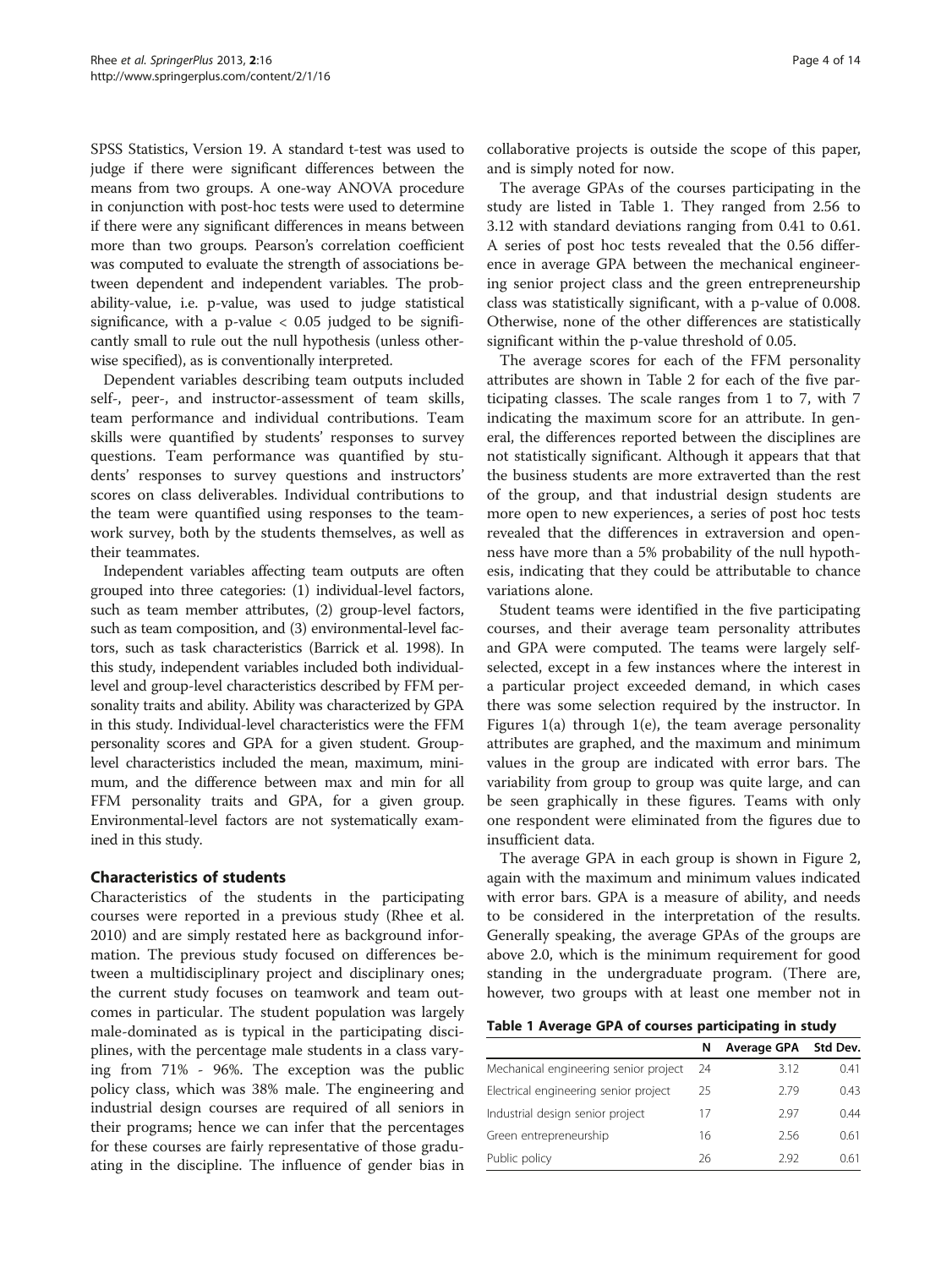SPSS Statistics, Version 19. A standard t-test was used to judge if there were significant differences between the means from two groups. A one-way ANOVA procedure in conjunction with post-hoc tests were used to determine if there were any significant differences in means between more than two groups. Pearson's correlation coefficient was computed to evaluate the strength of associations between dependent and independent variables. The probability-value, i.e. p-value, was used to judge statistical significance, with a p-value < 0.05 judged to be significantly small to rule out the null hypothesis (unless otherwise specified), as is conventionally interpreted.

Dependent variables describing team outputs included self-, peer-, and instructor-assessment of team skills, team performance and individual contributions. Team skills were quantified by students' responses to survey questions. Team performance was quantified by students' responses to survey questions and instructors' scores on class deliverables. Individual contributions to the team were quantified using responses to the teamwork survey, both by the students themselves, as well as their teammates.

Independent variables affecting team outputs are often grouped into three categories: (1) individual-level factors, such as team member attributes, (2) group-level factors, such as team composition, and (3) environmental-level factors, such as task characteristics (Barrick et al. 1998). In this study, independent variables included both individual-level and group-level characteristics described by FFM personality traits and ability. Ability was characterized by GPA in this study. Individual-level characteristics were the FFM personality scores and GPA for a given student. Group-level characteristics included the mean, maximum, minimum, and the difference between max and min for all FFM personality traits and GPA, for a given group. Environmental-level factors are not systematically examined in this study.

## Characteristics of students

Characteristics of the students in the participating courses were reported in a previous study (Rhee et al. 2010) and are simply restated here as background information. The previous study focused on differences between a multidisciplinary project and disciplinary ones; the current study focuses on teamwork and team outcomes in particular. The student population was largely male-dominated as is typical in the participating disciplines, with the percentage male students in a class varying from 71% - 96%. The exception was the public policy class, which was 38% male. The engineering and industrial design courses are required of all seniors in their programs; hence we can infer that the percentages for these courses are fairly representative of those graduating in the discipline. The influence of gender bias in collaborative projects is outside the scope of this paper, and is simply noted for now.

The average GPAs of the courses participating in the study are listed in Table 1. They ranged from 2.56 to 3.12 with standard deviations ranging from 0.41 to 0.61. A series of post hoc tests revealed that the 0.56 difference in average GPA between the mechanical engineering senior project class and the green entrepreneurship class was statistically significant, with a p-value of 0.008. Otherwise, none of the other differences are statistically significant within the p-value threshold of 0.05.

The average scores for each of the FFM personality attributes are shown in Table 2 for each of the five participating classes. The scale ranges from 1 to 7, with 7 indicating the maximum score for an attribute. In general, the differences reported between the disciplines are not statistically significant. Although it appears that the business students are more extraverted than the rest of the group, and that industrial design students are more open to new experiences, a series of post hoc tests revealed that the differences in extraversion and openness have more than a 5% probability of the null hypothesis, indicating that they could be attributable to chance variations alone.

Student teams were identified in the five participating courses, and their average team personality attributes and GPA were computed. The teams were largely self-selected, except in a few instances where the interest in a particular project exceeded demand, in which cases there was some selection required by the instructor. In Figures 1(a) through 1(e), the team average personality attributes are graphed, and the maximum and minimum values in the group are indicated with error bars. The variability from group to group was quite large, and can be seen graphically in these figures. Teams with only one respondent were eliminated from the figures due to insufficient data.

The average GPA in each group is shown in Figure 2, again with the maximum and minimum values indicated with error bars. GPA is a measure of ability, and needs to be considered in the interpretation of the results. Generally speaking, the average GPAs of the groups are above 2.0, which is the minimum requirement for good standing in the undergraduate program. (There are, however, two groups with at least one member not in

**Table 1 Average GPA of courses participating in study**

| | N | Average GPA | Std Dev. |
|---|---|---|---|
| Mechanical engineering senior project | 24 | 3.12 | 0.41 |
| Electrical engineering senior project | 25 | 2.79 | 0.43 |
| Industrial design senior project | 17 | 2.97 | 0.44 |
| Green entrepreneurship | 16 | 2.56 | 0.61 |
| Public policy | 26 | 2.92 | 0.61 |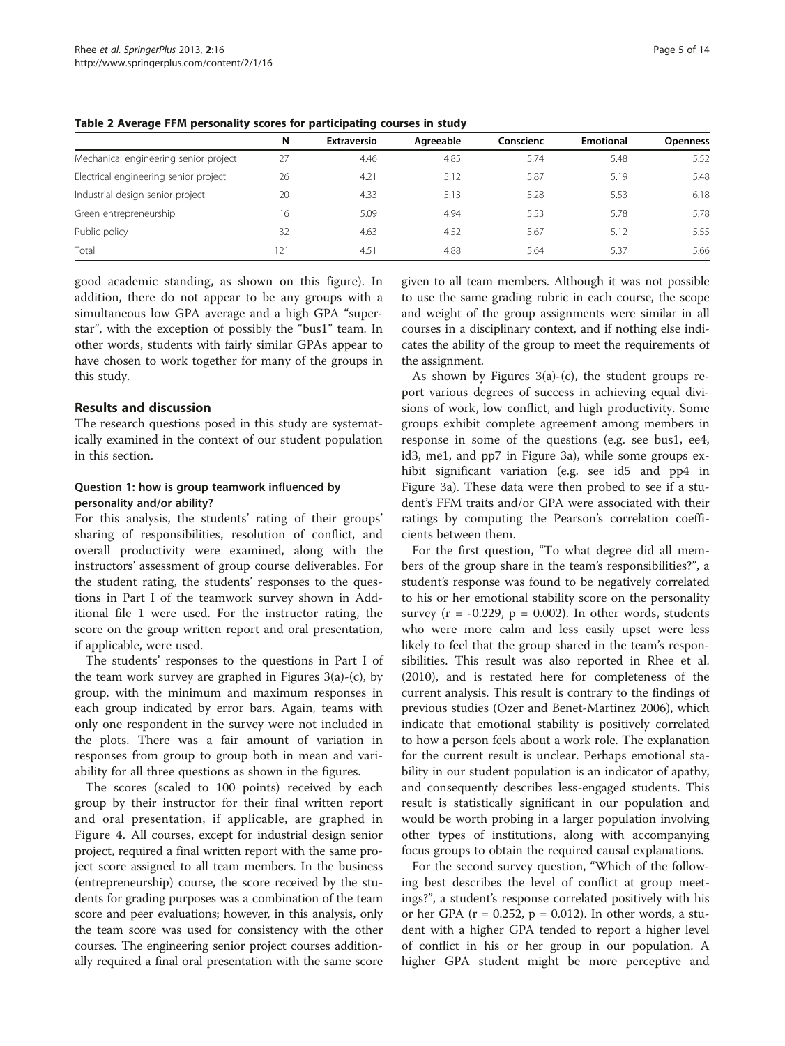**Table 2 Average FFM personality scores for participating courses in study**

| | N | Extraversio | Agreeable | Conscienc | Emotional | Openness |
|---|---|---|---|---|---|---|
| Mechanical engineering senior project | 27 | 4.46 | 4.85 | 5.74 | 5.48 | 5.52 |
| Electrical engineering senior project | 26 | 4.21 | 5.12 | 5.87 | 5.19 | 5.48 |
| Industrial design senior project | 20 | 4.33 | 5.13 | 5.28 | 5.53 | 6.18 |
| Green entrepreneurship | 16 | 5.09 | 4.94 | 5.53 | 5.78 | 5.78 |
| Public policy | 32 | 4.63 | 4.52 | 5.67 | 5.12 | 5.55 |
| Total | 121 | 4.51 | 4.88 | 5.64 | 5.37 | 5.66 |

good academic standing, as shown on this figure). In addition, there do not appear to be any groups with a simultaneous low GPA average and a high GPA "superstar", with the exception of possibly the "bus1" team. In other words, students with fairly similar GPAs appear to have chosen to work together for many of the groups in this study.

## Results and discussion

The research questions posed in this study are systematically examined in the context of our student population in this section.

### Question 1: how is group teamwork influenced by personality and/or ability?

For this analysis, the students' rating of their groups' sharing of responsibilities, resolution of conflict, and overall productivity were examined, along with the instructors' assessment of group course deliverables. For the student rating, the students' responses to the questions in Part I of the teamwork survey shown in Additional file 1 were used. For the instructor rating, the score on the group written report and oral presentation, if applicable, were used.

The students' responses to the questions in Part I of the team work survey are graphed in Figures 3(a)-(c), by group, with the minimum and maximum responses in each group indicated by error bars. Again, teams with only one respondent in the survey were not included in the plots. There was a fair amount of variation in responses from group to group both in mean and variability for all three questions as shown in the figures.

The scores (scaled to 100 points) received by each group by their instructor for their final written report and oral presentation, if applicable, are graphed in Figure 4. All courses, except for industrial design senior project, required a final written report with the same project score assigned to all team members. In the business (entrepreneurship) course, the score received by the students for grading purposes was a combination of the team score and peer evaluations; however, in this analysis, only the team score was used for consistency with the other courses. The engineering senior project courses additionally required a final oral presentation with the same score given to all team members. Although it was not possible to use the same grading rubric in each course, the scope and weight of the group assignments were similar in all courses in a disciplinary context, and if nothing else indicates the ability of the group to meet the requirements of the assignment.

As shown by Figures 3(a)-(c), the student groups report various degrees of success in achieving equal divisions of work, low conflict, and high productivity. Some groups exhibit complete agreement among members in response in some of the questions (e.g. see bus1, ee4, id3, me1, and pp7 in Figure 3a), while some groups exhibit significant variation (e.g. see id5 and pp4 in Figure 3a). These data were then probed to see if a student's FFM traits and/or GPA were associated with their ratings by computing the Pearson's correlation coefficients between them.

For the first question, "To what degree did all members of the group share in the team's responsibilities?", a student's response was found to be negatively correlated to his or her emotional stability score on the personality survey ($r = -0.229$, $p = 0.002$). In other words, students who were more calm and less easily upset were less likely to feel that the group shared in the team's responsibilities. This result was also reported in Rhee et al. (2010), and is restated here for completeness of the current analysis. This result is contrary to the findings of previous studies (Ozer and Benet-Martinez 2006), which indicate that emotional stability is positively correlated to how a person feels about a work role. The explanation for the current result is unclear. Perhaps emotional stability in our student population is an indicator of apathy, and consequently describes less-engaged students. This result is statistically significant in our population and would be worth probing in a larger population involving other types of institutions, along with accompanying focus groups to obtain the required causal explanations.

For the second survey question, "Which of the following best describes the level of conflict at group meetings?", a student's response correlated positively with his or her GPA ($r = 0.252$, $p = 0.012$). In other words, a student with a higher GPA tended to report a higher level of conflict in his or her group in our population. A higher GPA student might be more perceptive and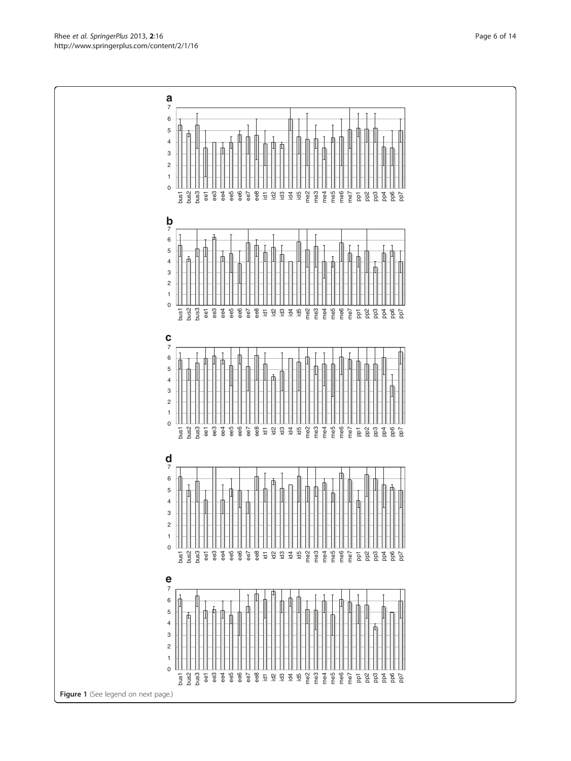**Figure 1** (See legend on next page.)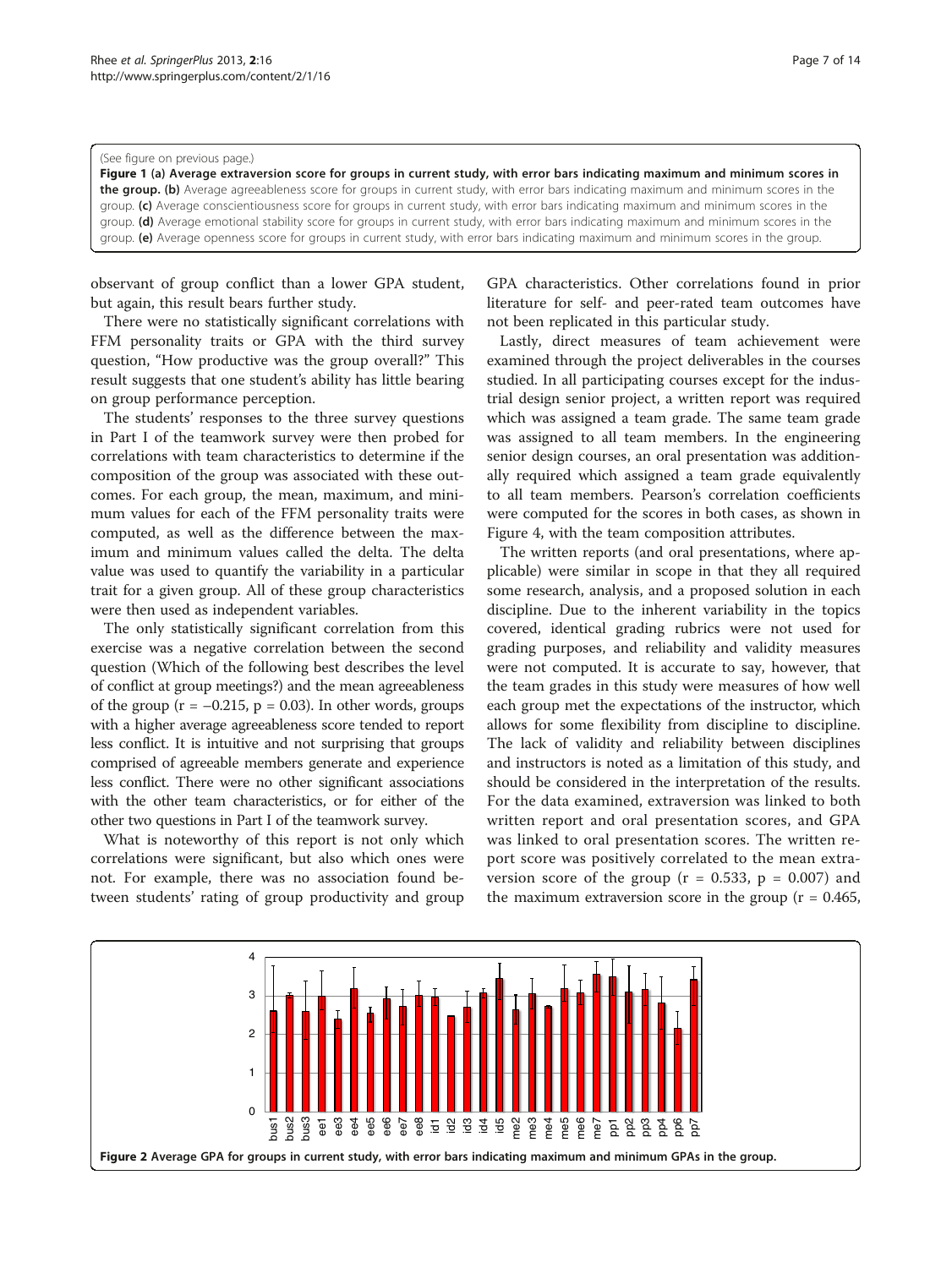(See figure on previous page.)

**Figure 1 (a) Average extraversion score for groups in current study, with error bars indicating maximum and minimum scores in the group. (b)** Average agreeableness score for groups in current study, with error bars indicating maximum and minimum scores in the group. **(c)** Average conscientiousness score for groups in current study, with error bars indicating maximum and minimum scores in the group. **(d)** Average emotional stability score for groups in current study, with error bars indicating maximum and minimum scores in the group. **(e)** Average openness score for groups in current study, with error bars indicating maximum and minimum scores in the group.

observant of group conflict than a lower GPA student, but again, this result bears further study.

There were no statistically significant correlations with FFM personality traits or GPA with the third survey question, "How productive was the group overall?" This result suggests that one student's ability has little bearing on group performance perception.

The students' responses to the three survey questions in Part I of the teamwork survey were then probed for correlations with team characteristics to determine if the composition of the group was associated with these outcomes. For each group, the mean, maximum, and minimum values for each of the FFM personality traits were computed, as well as the difference between the maximum and minimum values called the delta. The delta value was used to quantify the variability in a particular trait for a given group. All of these group characteristics were then used as independent variables.

The only statistically significant correlation from this exercise was a negative correlation between the second question (Which of the following best describes the level of conflict at group meetings?) and the mean agreeableness of the group ($r = -0.215$, $p = 0.03$). In other words, groups with a higher average agreeableness score tended to report less conflict. It is intuitive and not surprising that groups comprised of agreeable members generate and experience less conflict. There were no other significant associations with the other team characteristics, or for either of the other two questions in Part I of the teamwork survey.

What is noteworthy of this report is not only which correlations were significant, but also which ones were not. For example, there was no association found between students' rating of group productivity and group GPA characteristics. Other correlations found in prior literature for self- and peer-rated team outcomes have not been replicated in this particular study.

Lastly, direct measures of team achievement were examined through the project deliverables in the courses studied. In all participating courses except for the industrial design senior project, a written report was required which was assigned a team grade. The same team grade was assigned to all team members. In the engineering senior design courses, an oral presentation was additionally required which assigned a team grade equivalently to all team members. Pearson's correlation coefficients were computed for the scores in both cases, as shown in Figure 4, with the team composition attributes.

The written reports (and oral presentations, where applicable) were similar in scope in that they all required some research, analysis, and a proposed solution in each discipline. Due to the inherent variability in the topics covered, identical grading rubrics were not used for grading purposes, and reliability and validity measures were not computed. It is accurate to say, however, that the team grades in this study were measures of how well each group met the expectations of the instructor, which allows for some flexibility from discipline to discipline. The lack of validity and reliability between disciplines and instructors is noted as a limitation of this study, and should be considered in the interpretation of the results. For the data examined, extraversion was linked to both written report and oral presentation scores, and GPA was linked to oral presentation scores. The written report score was positively correlated to the mean extraversion score of the group ($r = 0.533$, $p = 0.007$) and the maximum extraversion score in the group ($r = 0.465$,

**Figure 2 Average GPA for groups in current study, with error bars indicating maximum and minimum GPAs in the group.**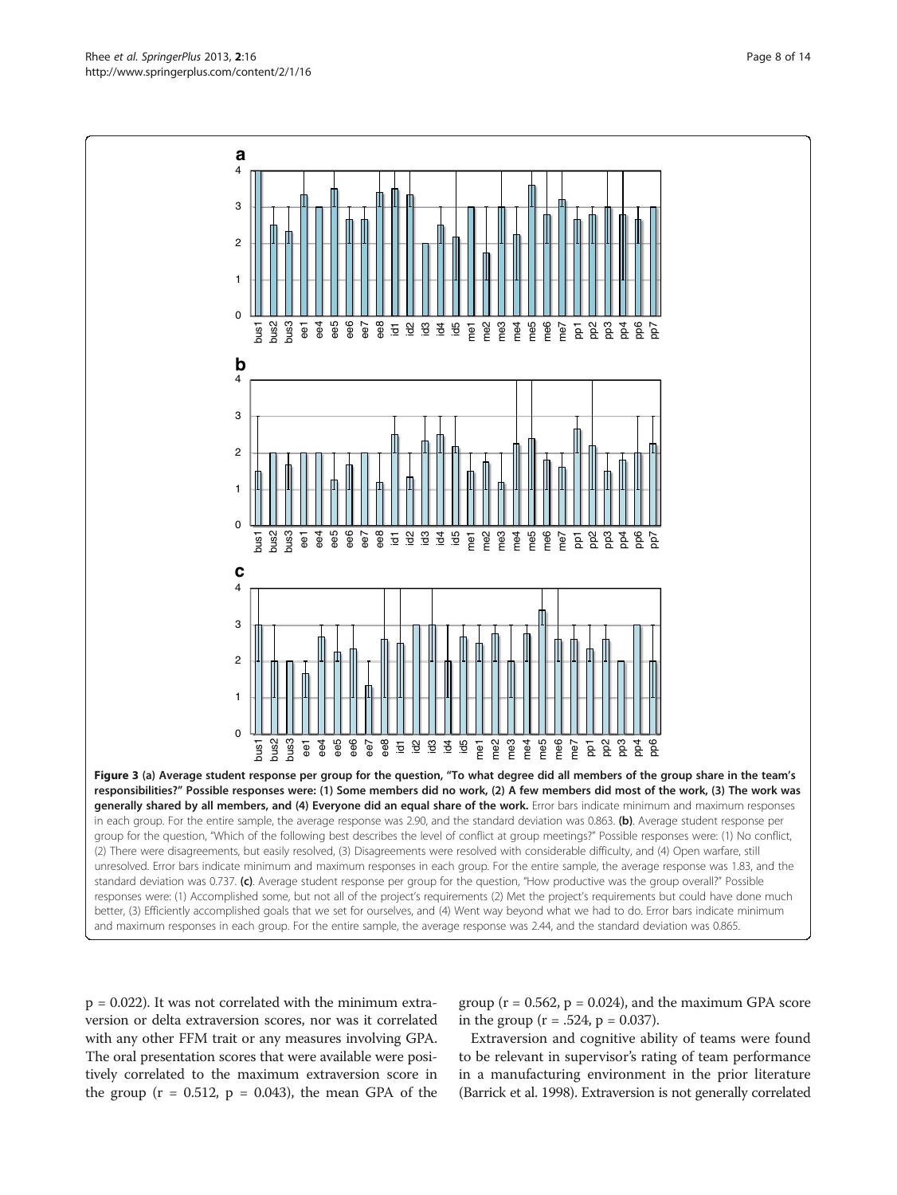**Figure 3 (a) Average student response per group for the question, "To what degree did all members of the group share in the team's responsibilities?" Possible responses were: (1) Some members did no work, (2) A few members did most of the work, (3) The work was generally shared by all members, and (4) Everyone did an equal share of the work.** Error bars indicate minimum and maximum responses in each group. For the entire sample, the average response was 2.90, and the standard deviation was 0.863. **(b)**. Average student response per group for the question, "Which of the following best describes the level of conflict at group meetings?" Possible responses were: (1) No conflict, (2) There were disagreements, but easily resolved, (3) Disagreements were resolved with considerable difficulty, and (4) Open warfare, still unresolved. Error bars indicate minimum and maximum responses in each group. For the entire sample, the average response was 1.83, and the standard deviation was 0.737. **(c)**. Average student response per group for the question, "How productive was the group overall?" Possible responses were: (1) Accomplished some, but not all of the project's requirements (2) Met the project's requirements but could have done much better, (3) Efficiently accomplished goals that we set for ourselves, and (4) Went way beyond what we had to do. Error bars indicate minimum and maximum responses in each group. For the entire sample, the average response was 2.44, and the standard deviation was 0.865.

$p = 0.022$). It was not correlated with the minimum extraversion or delta extraversion scores, nor was it correlated with any other FFM trait or any measures involving GPA. The oral presentation scores that were available were positively correlated to the maximum extraversion score in the group ($r = 0.512$, $p = 0.043$), the mean GPA of the group ($r = 0.562$, $p = 0.024$), and the maximum GPA score in the group ($r = .524$, $p = 0.037$).

Extraversion and cognitive ability of teams were found to be relevant in supervisor's rating of team performance in a manufacturing environment in the prior literature (Barrick et al. 1998). Extraversion is not generally correlated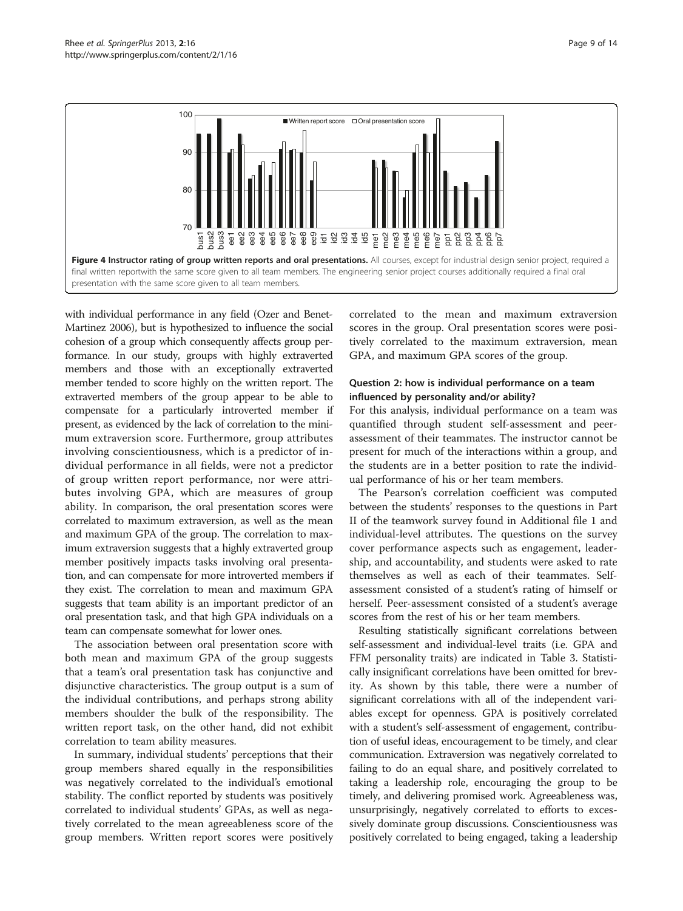**Figure 4 Instructor rating of group written reports and oral presentations.** All courses, except for industrial design senior project, required a final written reportwith the same score given to all team members. The engineering senior project courses additionally required a final oral presentation with the same score given to all team members.

with individual performance in any field (Ozer and Benet-Martinez 2006), but is hypothesized to influence the social cohesion of a group which consequently affects group performance. In our study, groups with highly extraverted members and those with an exceptionally extraverted member tended to score highly on the written report. The extraverted members of the group appear to be able to compensate for a particularly introverted member if present, as evidenced by the lack of correlation to the minimum extraversion score. Furthermore, group attributes involving conscientiousness, which is a predictor of individual performance in all fields, were not a predictor of group written report performance, nor were attributes involving GPA, which are measures of group ability. In comparison, the oral presentation scores were correlated to maximum extraversion, as well as the mean and maximum GPA of the group. The correlation to maximum extraversion suggests that a highly extraverted group member positively impacts tasks involving oral presentation, and can compensate for more introverted members if they exist. The correlation to mean and maximum GPA suggests that team ability is an important predictor of an oral presentation task, and that high GPA individuals on a team can compensate somewhat for lower ones.

The association between oral presentation score with both mean and maximum GPA of the group suggests that a team's oral presentation task has conjunctive and disjunctive characteristics. The group output is a sum of the individual contributions, and perhaps strong ability members shoulder the bulk of the responsibility. The written report task, on the other hand, did not exhibit correlation to team ability measures.

In summary, individual students' perceptions that their group members shared equally in the responsibilities was negatively correlated to the individual's emotional stability. The conflict reported by students was positively correlated to individual students' GPAs, as well as negatively correlated to the mean agreeableness score of the group members. Written report scores were positively correlated to the mean and maximum extraversion scores in the group. Oral presentation scores were positively correlated to the maximum extraversion, mean GPA, and maximum GPA scores of the group.

### Question 2: how is individual performance on a team influenced by personality and/or ability?

For this analysis, individual performance on a team was quantified through student self-assessment and peer-assessment of their teammates. The instructor cannot be present for much of the interactions within a group, and the students are in a better position to rate the individual performance of his or her team members.

The Pearson's correlation coefficient was computed between the students' responses to the questions in Part II of the teamwork survey found in Additional file 1 and individual-level attributes. The questions on the survey cover performance aspects such as engagement, leadership, and accountability, and students were asked to rate themselves as well as each of their teammates. Self-assessment consisted of a student's rating of himself or herself. Peer-assessment consisted of a student's average scores from the rest of his or her team members.

Resulting statistically significant correlations between self-assessment and individual-level traits (i.e. GPA and FFM personality traits) are indicated in Table 3. Statistically insignificant correlations have been omitted for brevity. As shown by this table, there were a number of significant correlations with all of the independent variables except for openness. GPA is positively correlated with a student's self-assessment of engagement, contribution of useful ideas, encouragement to be timely, and clear communication. Extraversion was negatively correlated to failing to do an equal share, and positively correlated to taking a leadership role, encouraging the group to be timely, and delivering promised work. Agreeableness was, unsurprisingly, negatively correlated to efforts to excessively dominate group discussions. Conscientiousness was positively correlated to being engaged, taking a leadership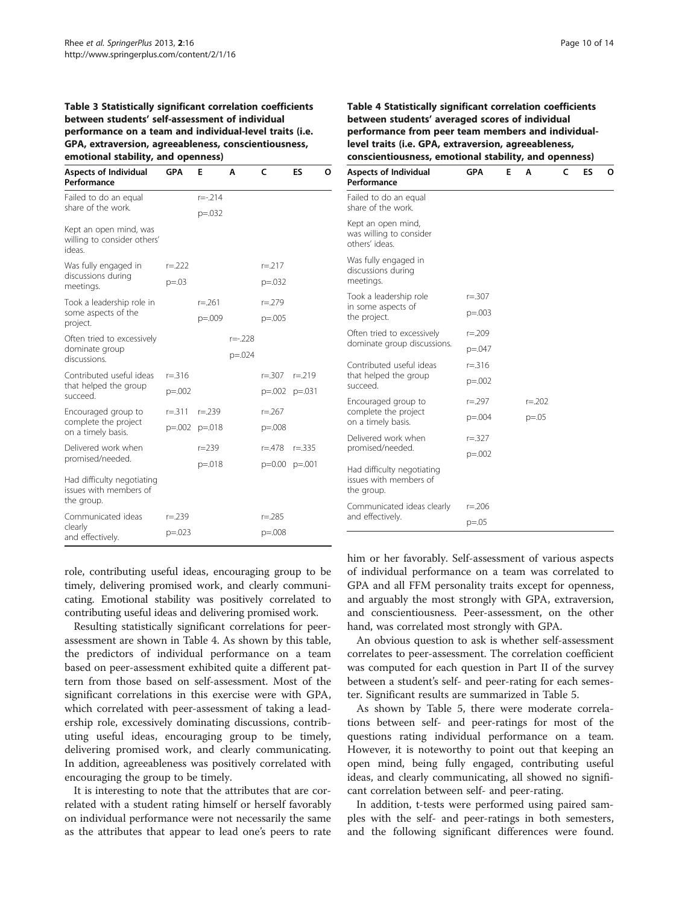**Table 3 Statistically significant correlation coefficients between students' self-assessment of individual performance on a team and individual-level traits (i.e. GPA, extraversion, agreeableness, conscientiousness, emotional stability, and openness)**

| Aspects of Individual Performance | GPA | E | A | C | ES | O |
|---|---|---|---|---|---|---|
| Failed to do an equal share of the work. | | r=-.214 p=.032 | | | | |
| Kept an open mind, was willing to consider others' ideas. | | | | | | |
| Was fully engaged in discussions during meetings. | r=.222 p=.03 | | | r=.217 p=.032 | | |
| Took a leadership role in some aspects of the project. | | r=.261 p=.009 | | r=.279 p=.005 | | |
| Often tried to excessively dominate group discussions. | | | r=-.228 p=.024 | | | |
| Contributed useful ideas that helped the group succeed. | r=.316 p=.002 | | | r=.307 p=.002 | r=.219 p=.031 | |
| Encouraged group to complete the project on a timely basis. | r=.311 p=.002 | r=.239 p=.018 | | r=.267 p=.008 | | |
| Delivered work when promised/needed. | | r=239 p=.018 | | r=.478 p=0.00 | r=.335 p=.001 | |
| Had difficulty negotiating issues with members of the group. | | | | | | |
| Communicated ideas clearly and effectively. | r=.239 p=.023 | | | r=.285 p=.008 | | |

**Table 4 Statistically significant correlation coefficients between students' averaged scores of individual performance from peer team members and individual-level traits (i.e. GPA, extraversion, agreeableness, conscientiousness, emotional stability, and openness)**

| Aspects of Individual Performance | GPA | E | A | C | ES | O |
|---|---|---|---|---|---|---|
| Failed to do an equal share of the work. | | | | | | |
| Kept an open mind, was willing to consider others' ideas. | | | | | | |
| Was fully engaged in discussions during meetings. | | | | | | |
| Took a leadership role in some aspects of the project. | r=.307 p=.003 | | | | | |
| Often tried to excessively dominate group discussions. | r=.209 p=.047 | | | | | |
| Contributed useful ideas that helped the group succeed. | r=.316 p=.002 | | | | | |
| Encouraged group to complete the project on a timely basis. | r=.297 p=.004 | | r=.202 p=.05 | | | |
| Delivered work when promised/needed. | r=.327 p=.002 | | | | | |
| Had difficulty negotiating issues with members of the group. | | | | | | |
| Communicated ideas clearly and effectively. | r=.206 p=.05 | | | | | |

role, contributing useful ideas, encouraging group to be timely, delivering promised work, and clearly communicating. Emotional stability was positively correlated to contributing useful ideas and delivering promised work.

Resulting statistically significant correlations for peer-assessment are shown in Table 4. As shown by this table, the predictors of individual performance on a team based on peer-assessment exhibited quite a different pattern from those based on self-assessment. Most of the significant correlations in this exercise were with GPA, which correlated with peer-assessment of taking a leadership role, excessively dominating discussions, contributing useful ideas, encouraging group to be timely, delivering promised work, and clearly communicating. In addition, agreeableness was positively correlated with encouraging the group to be timely.

It is interesting to note that the attributes that are correlated with a student rating himself or herself favorably on individual performance were not necessarily the same as the attributes that appear to lead one's peers to rate him or her favorably. Self-assessment of various aspects of individual performance on a team was correlated to GPA and all FFM personality traits except for openness, and arguably the most strongly with GPA, extraversion, and conscientiousness. Peer-assessment, on the other hand, was correlated most strongly with GPA.

An obvious question to ask is whether self-assessment correlates to peer-assessment. The correlation coefficient was computed for each question in Part II of the survey between a student's self- and peer-rating for each semester. Significant results are summarized in Table 5.

As shown by Table 5, there were moderate correlations between self- and peer-ratings for most of the questions rating individual performance on a team. However, it is noteworthy to point out that keeping an open mind, being fully engaged, contributing useful ideas, and clearly communicating, all showed no significant correlation between self- and peer-rating.

In addition, t-tests were performed using paired samples with the self- and peer-ratings in both semesters, and the following significant differences were found.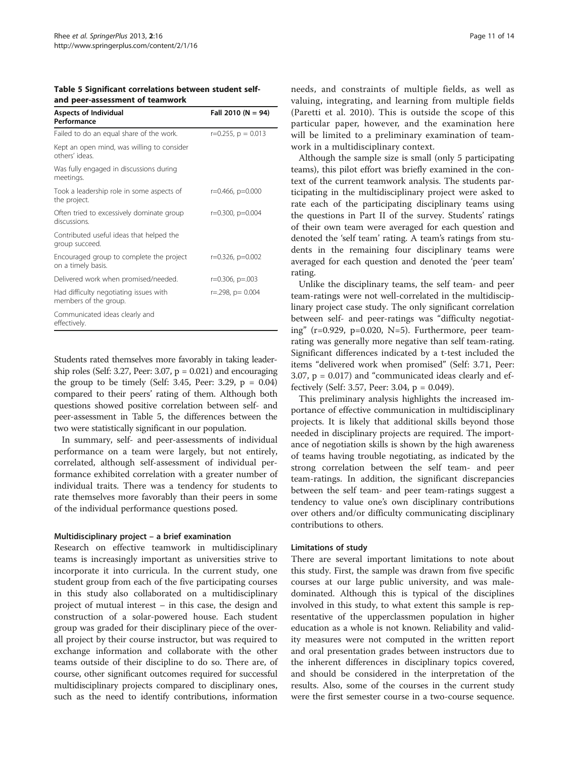**Table 5 Significant correlations between student self- and peer-assessment of teamwork**

| Aspects of Individual Performance | Fall 2010 (N = 94) |
| --- | --- |
| Failed to do an equal share of the work. | r=0.255, p = 0.013 |
| Kept an open mind, was willing to consider others' ideas. | |
| Was fully engaged in discussions during meetings. | |
| Took a leadership role in some aspects of the project. | r=0.466, p=0.000 |
| Often tried to excessively dominate group discussions. | r=0.300, p=0.004 |
| Contributed useful ideas that helped the group succeed. | |
| Encouraged group to complete the project on a timely basis. | r=0.326, p=0.002 |
| Delivered work when promised/needed. | r=0.306, p=.003 |
| Had difficulty negotiating issues with members of the group. | r=.298, p= 0.004 |
| Communicated ideas clearly and effectively. | |

Students rated themselves more favorably in taking leadership roles (Self: 3.27, Peer: 3.07, $p = 0.021$) and encouraging the group to be timely (Self: 3.45, Peer: 3.29, $p = 0.04$) compared to their peers' rating of them. Although both questions showed positive correlation between self- and peer-assessment in Table 5, the differences between the two were statistically significant in our population.

In summary, self- and peer-assessments of individual performance on a team were largely, but not entirely, correlated, although self-assessment of individual performance exhibited correlation with a greater number of individual traits. There was a tendency for students to rate themselves more favorably than their peers in some of the individual performance questions posed.

### Multidisciplinary project – a brief examination

Research on effective teamwork in multidisciplinary teams is increasingly important as universities strive to incorporate it into curricula. In the current study, one student group from each of the five participating courses in this study also collaborated on a multidisciplinary project of mutual interest – in this case, the design and construction of a solar-powered house. Each student group was graded for their disciplinary piece of the overall project by their course instructor, but was required to exchange information and collaborate with the other teams outside of their discipline to do so. There are, of course, other significant outcomes required for successful multidisciplinary projects compared to disciplinary ones, such as the need to identify contributions, information needs, and constraints of multiple fields, as well as valuing, integrating, and learning from multiple fields (Paretti et al. 2010). This is outside the scope of this particular paper, however, and the examination here will be limited to a preliminary examination of teamwork in a multidisciplinary context.

Although the sample size is small (only 5 participating teams), this pilot effort was briefly examined in the context of the current teamwork analysis. The students participating in the multidisciplinary project were asked to rate each of the participating disciplinary teams using the questions in Part II of the survey. Students' ratings of their own team were averaged for each question and denoted the 'self team' rating. A team's ratings from students in the remaining four disciplinary teams were averaged for each question and denoted the 'peer team' rating.

Unlike the disciplinary teams, the self team- and peer team-ratings were not well-correlated in the multidisciplinary project case study. The only significant correlation between self- and peer-ratings was "difficulty negotiating" ($r=0.929$, $p=0.020$, $N=5$). Furthermore, peer team-rating was generally more negative than self team-rating. Significant differences indicated by a t-test included the items "delivered work when promised" (Self: 3.71, Peer: 3.07, $p = 0.017$) and "communicated ideas clearly and effectively (Self: 3.57, Peer: 3.04, $p = 0.049$).

This preliminary analysis highlights the increased importance of effective communication in multidisciplinary projects. It is likely that additional skills beyond those needed in disciplinary projects are required. The importance of negotiation skills is shown by the high awareness of teams having trouble negotiating, as indicated by the strong correlation between the self team- and peer team-ratings. In addition, the significant discrepancies between the self team- and peer team-ratings suggest a tendency to value one's own disciplinary contributions over others and/or difficulty communicating disciplinary contributions to others.

### Limitations of study

There are several important limitations to note about this study. First, the sample was drawn from five specific courses at our large public university, and was male-dominated. Although this is typical of the disciplines involved in this study, to what extent this sample is representative of the upperclassmen population in higher education as a whole is not known. Reliability and validity measures were not computed in the written report and oral presentation grades between instructors due to the inherent differences in disciplinary topics covered, and should be considered in the interpretation of the results. Also, some of the courses in the current study were the first semester course in a two-course sequence.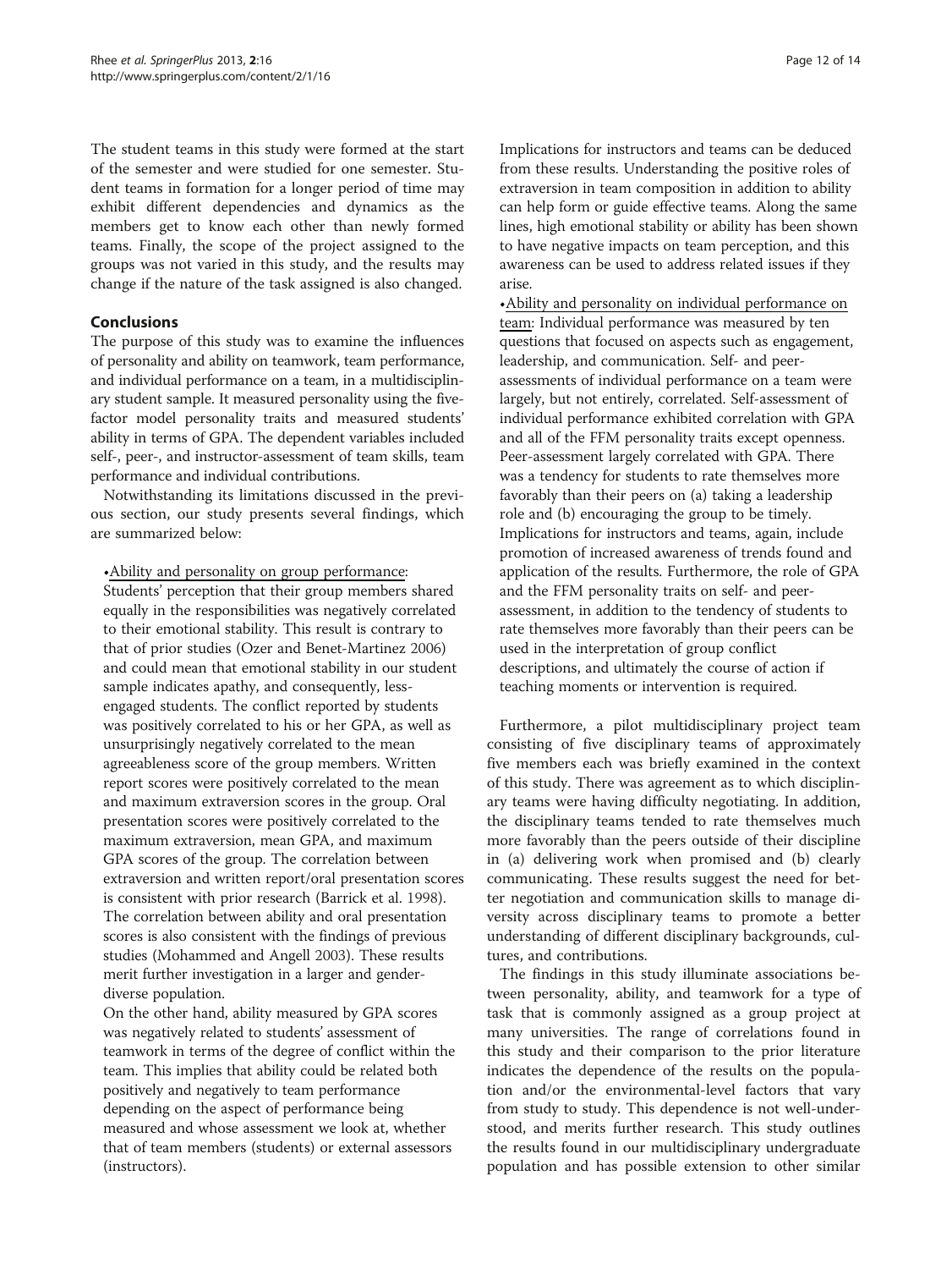The student teams in this study were formed at the start of the semester and were studied for one semester. Student teams in formation for a longer period of time may exhibit different dependencies and dynamics as the members get to know each other than newly formed teams. Finally, the scope of the project assigned to the groups was not varied in this study, and the results may change if the nature of the task assigned is also changed.

## Conclusions

The purpose of this study was to examine the influences of personality and ability on teamwork, team performance, and individual performance on a team, in a multidisciplinary student sample. It measured personality using the five-factor model personality traits and measured students' ability in terms of GPA. The dependent variables included self-, peer-, and instructor-assessment of team skills, team performance and individual contributions.

Notwithstanding its limitations discussed in the previous section, our study presents several findings, which are summarized below:

- <u>Ability and personality on group performance</u>: Students' perception that their group members shared equally in the responsibilities was negatively correlated to their emotional stability. This result is contrary to that of prior studies (Ozer and Benet-Martinez 2006) and could mean that emotional stability in our student sample indicates apathy, and consequently, less-engaged students. The conflict reported by students was positively correlated to his or her GPA, as well as unsurprisingly negatively correlated to the mean agreeableness score of the group members. Written report scores were positively correlated to the mean and maximum extraversion scores in the group. Oral presentation scores were positively correlated to the maximum extraversion, mean GPA, and maximum GPA scores of the group. The correlation between extraversion and written report/oral presentation scores is consistent with prior research (Barrick et al. 1998). The correlation between ability and oral presentation scores is also consistent with the findings of previous studies (Mohammed and Angell 2003). These results merit further investigation in a larger and gender-diverse population.

  On the other hand, ability measured by GPA scores was negatively related to students' assessment of teamwork in terms of the degree of conflict within the team. This implies that ability could be related both positively and negatively to team performance depending on the aspect of performance being measured and whose assessment we look at, whether that of team members (students) or external assessors (instructors).

  Implications for instructors and teams can be deduced from these results. Understanding the positive roles of extraversion in team composition in addition to ability can help form or guide effective teams. Along the same lines, high emotional stability or ability has been shown to have negative impacts on team perception, and this awareness can be used to address related issues if they arise.

- <u>Ability and personality on individual performance on team</u>: Individual performance was measured by ten questions that focused on aspects such as engagement, leadership, and communication. Self- and peer-assessments of individual performance on a team were largely, but not entirely, correlated. Self-assessment of individual performance exhibited correlation with GPA and all of the FFM personality traits except openness. Peer-assessment largely correlated with GPA. There was a tendency for students to rate themselves more favorably than their peers on (a) taking a leadership role and (b) encouraging the group to be timely. Implications for instructors and teams, again, include promotion of increased awareness of trends found and application of the results. Furthermore, the role of GPA and the FFM personality traits on self- and peer-assessment, in addition to the tendency of students to rate themselves more favorably than their peers can be used in the interpretation of group conflict descriptions, and ultimately the course of action if teaching moments or intervention is required.

Furthermore, a pilot multidisciplinary project team consisting of five disciplinary teams of approximately five members each was briefly examined in the context of this study. There was agreement as to which disciplinary teams were having difficulty negotiating. In addition, the disciplinary teams tended to rate themselves much more favorably than the peers outside of their discipline in (a) delivering work when promised and (b) clearly communicating. These results suggest the need for better negotiation and communication skills to manage diversity across disciplinary teams to promote a better understanding of different disciplinary backgrounds, cultures, and contributions.

The findings in this study illuminate associations between personality, ability, and teamwork for a type of task that is commonly assigned as a group project at many universities. The range of correlations found in this study and their comparison to the prior literature indicates the dependence of the results on the population and/or the environmental-level factors that vary from study to study. This dependence is not well-understood, and merits further research. This study outlines the results found in our multidisciplinary undergraduate population and has possible extension to other similar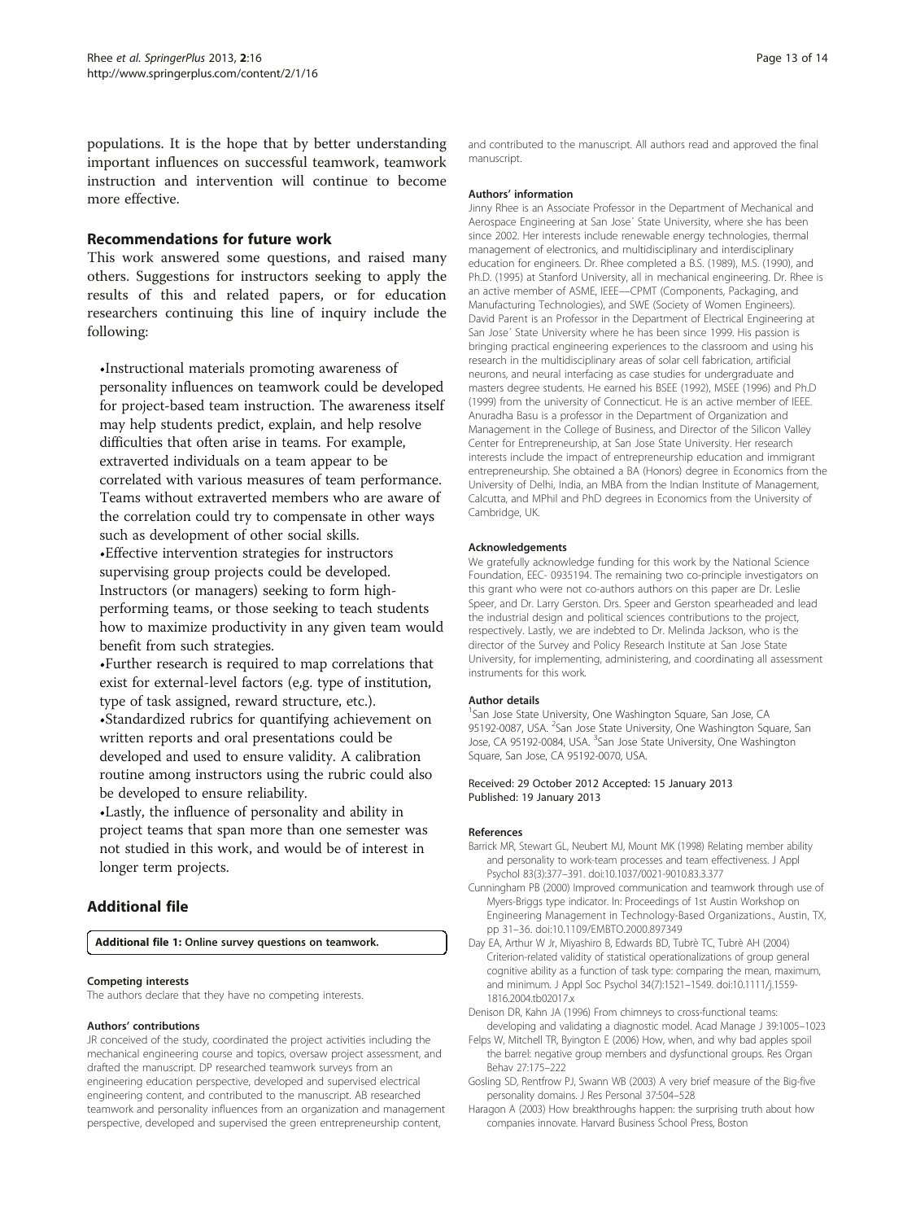populations. It is the hope that by better understanding important influences on successful teamwork, teamwork instruction and intervention will continue to become more effective.

## Recommendations for future work

This work answered some questions, and raised many others. Suggestions for instructors seeking to apply the results of this and related papers, or for education researchers continuing this line of inquiry include the following:

- Instructional materials promoting awareness of personality influences on teamwork could be developed for project-based team instruction. The awareness itself may help students predict, explain, and help resolve difficulties that often arise in teams. For example, extraverted individuals on a team appear to be correlated with various measures of team performance. Teams without extraverted members who are aware of the correlation could try to compensate in other ways such as development of other social skills.
- Effective intervention strategies for instructors supervising group projects could be developed. Instructors (or managers) seeking to form high-performing teams, or those seeking to teach students how to maximize productivity in any given team would benefit from such strategies.
- Further research is required to map correlations that exist for external-level factors (e,g. type of institution, type of task assigned, reward structure, etc.).
- Standardized rubrics for quantifying achievement on written reports and oral presentations could be developed and used to ensure validity. A calibration routine among instructors using the rubric could also be developed to ensure reliability.
- Lastly, the influence of personality and ability in project teams that span more than one semester was not studied in this work, and would be of interest in longer term projects.

## Additional file

**Additional file 1: Online survey questions on teamwork.**

#### Competing interests

The authors declare that they have no competing interests.

#### Authors' contributions

JR conceived of the study, coordinated the project activities including the mechanical engineering course and topics, oversaw project assessment, and drafted the manuscript. DP researched teamwork surveys from an engineering education perspective, developed and supervised electrical engineering content, and contributed to the manuscript. AB researched teamwork and personality influences from an organization and management perspective, developed and supervised the green entrepreneurship content, and contributed to the manuscript. All authors read and approved the final manuscript.

#### Authors' information

Jinny Rhee is an Associate Professor in the Department of Mechanical and Aerospace Engineering at San Jose´ State University, where she has been since 2002. Her interests include renewable energy technologies, thermal management of electronics, and multidisciplinary and interdisciplinary education for engineers. Dr. Rhee completed a B.S. (1989), M.S. (1990), and Ph.D. (1995) at Stanford University, all in mechanical engineering. Dr. Rhee is an active member of ASME, IEEE—CPMT (Components, Packaging, and Manufacturing Technologies), and SWE (Society of Women Engineers). David Parent is an Professor in the Department of Electrical Engineering at San Jose´ State University where he has been since 1999. His passion is bringing practical engineering experiences to the classroom and using his research in the multidisciplinary areas of solar cell fabrication, artificial neurons, and neural interfacing as case studies for undergraduate and masters degree students. He earned his BSEE (1992), MSEE (1996) and Ph.D (1999) from the university of Connecticut. He is an active member of IEEE. Anuradha Basu is a professor in the Department of Organization and Management in the College of Business, and Director of the Silicon Valley Center for Entrepreneurship, at San Jose State University. Her research interests include the impact of entrepreneurship education and immigrant entrepreneurship. She obtained a BA (Honors) degree in Economics from the University of Delhi, India, an MBA from the Indian Institute of Management, Calcutta, and MPhil and PhD degrees in Economics from the University of Cambridge, UK.

#### Acknowledgements

We gratefully acknowledge funding for this work by the National Science Foundation, EEC- 0935194. The remaining two co-principle investigators on this grant who were not co-authors authors on this paper are Dr. Leslie Speer, and Dr. Larry Gerston. Drs. Speer and Gerston spearheaded and lead the industrial design and political sciences contributions to the project, respectively. Lastly, we are indebted to Dr. Melinda Jackson, who is the director of the Survey and Policy Research Institute at San Jose State University, for implementing, administering, and coordinating all assessment instruments for this work.

#### Author details

[1]San Jose State University, One Washington Square, San Jose, CA 95192-0087, USA. [2]San Jose State University, One Washington Square, San Jose, CA 95192-0084, USA. [3]San Jose State University, One Washington Square, San Jose, CA 95192-0070, USA.

Received: 29 October 2012 Accepted: 15 January 2013
Published: 19 January 2013

#### References

Barrick MR, Stewart GL, Neubert MJ, Mount MK (1998) Relating member ability and personality to work-team processes and team effectiveness. J Appl Psychol 83(3):377–391. doi:10.1037/0021-9010.83.3.377

Cunningham PB (2000) Improved communication and teamwork through use of Myers-Briggs type indicator. In: Proceedings of 1st Austin Workshop on Engineering Management in Technology-Based Organizations., Austin, TX, pp 31–36. doi:10.1109/EMBTO.2000.897349

Day EA, Arthur W Jr, Miyashiro B, Edwards BD, Tubrè TC, Tubrè AH (2004) Criterion-related validity of statistical operationalizations of group general cognitive ability as a function of task type: comparing the mean, maximum, and minimum. J Appl Soc Psychol 34(7):1521–1549. doi:10.1111/j.1559-1816.2004.tb02017.x

Denison DR, Kahn JA (1996) From chimneys to cross-functional teams: developing and validating a diagnostic model. Acad Manage J 39:1005–1023

Felps W, Mitchell TR, Byington E (2006) How, when, and why bad apples spoil the barrel: negative group members and dysfunctional groups. Res Organ Behav 27:175–222

Gosling SD, Rentfrow PJ, Swann WB (2003) A very brief measure of the Big-five personality domains. J Res Personal 37:504–528

Haragon A (2003) How breakthroughs happen: the surprising truth about how companies innovate. Harvard Business School Press, Boston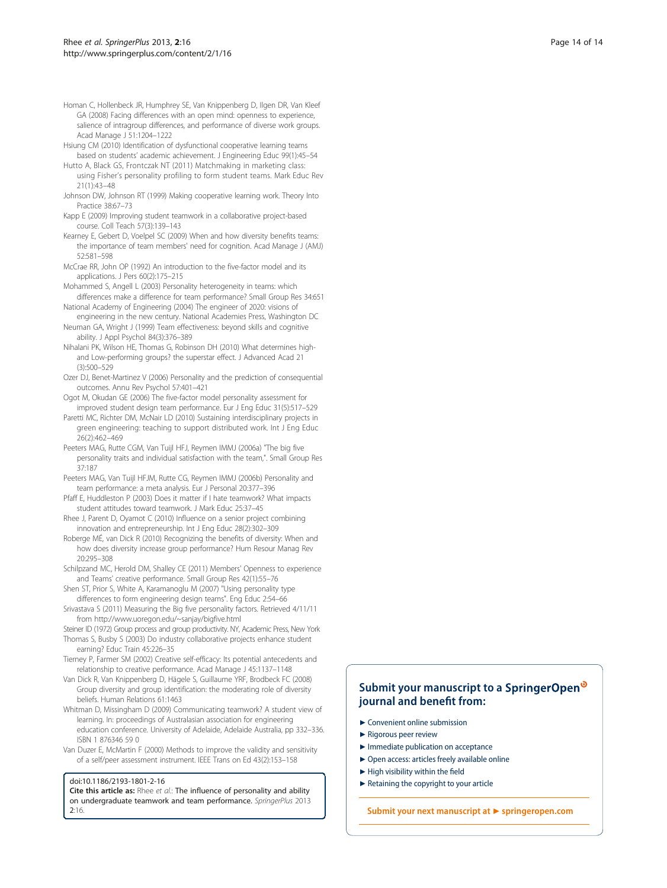Homan C, Hollenbeck JR, Humphrey SE, Van Knippenberg D, Ilgen DR, Van Kleef GA (2008) Facing differences with an open mind: openness to experience, salience of intragroup differences, and performance of diverse work groups. Acad Manage J 51:1204–1222

Hsiung CM (2010) Identification of dysfunctional cooperative learning teams based on students' academic achievement. J Engineering Educ 99(1):45–54

Hutto A, Black GS, Frontczak NT (2011) Matchmaking in marketing class: using Fisher's personality profiling to form student teams. Mark Educ Rev 21(1):43–48

Johnson DW, Johnson RT (1999) Making cooperative learning work. Theory Into Practice 38:67–73

Kapp E (2009) Improving student teamwork in a collaborative project-based course. Coll Teach 57(3):139–143

Kearney E, Gebert D, Voelpel SC (2009) When and how diversity benefits teams: the importance of team members' need for cognition. Acad Manage J (AMJ) 52:581–598

McCrae RR, John OP (1992) An introduction to the five-factor model and its applications. J Pers 60(2):175–215

Mohammed S, Angell L (2003) Personality heterogeneity in teams: which differences make a difference for team performance? Small Group Res 34:651

National Academy of Engineering (2004) The engineer of 2020: visions of engineering in the new century. National Academies Press, Washington DC

Neuman GA, Wright J (1999) Team effectiveness: beyond skills and cognitive ability. J Appl Psychol 84(3):376–389

Nihalani PK, Wilson HE, Thomas G, Robinson DH (2010) What determines high- and Low-performing groups? the superstar effect. J Advanced Acad 21 (3):500–529

Ozer DJ, Benet-Martinez V (2006) Personality and the prediction of consequential outcomes. Annu Rev Psychol 57:401–421

Ogot M, Okudan GE (2006) The five-factor model personality assessment for improved student design team performance. Eur J Eng Educ 31(5):517–529

Paretti MC, Richter DM, McNair LD (2010) Sustaining interdisciplinary projects in green engineering: teaching to support distributed work. Int J Eng Educ 26(2):462–469

Peeters MAG, Rutte CGM, Van Tuijl HFJ, Reymen IMMJ (2006a) "The big five personality traits and individual satisfaction with the team,". Small Group Res 37:187

Peeters MAG, Van Tuijl HFJM, Rutte CG, Reymen IMMJ (2006b) Personality and team performance: a meta analysis. Eur J Personal 20:377–396

Pfaff E, Huddleston P (2003) Does it matter if I hate teamwork? What impacts student attitudes toward teamwork. J Mark Educ 25:37–45

Rhee J, Parent D, Oyamot C (2010) Influence on a senior project combining innovation and entrepreneurship. Int J Eng Educ 28(2):302–309

Roberge MÉ, van Dick R (2010) Recognizing the benefits of diversity: When and how does diversity increase group performance? Hum Resour Manag Rev 20:295–308

Schilpzand MC, Herold DM, Shalley CE (2011) Members' Openness to experience and Teams' creative performance. Small Group Res 42(1):55–76

Shen ST, Prior S, White A, Karamanoglu M (2007) "Using personality type differences to form engineering design teams". Eng Educ 2:54–66

Srivastava S (2011) Measuring the Big five personality factors. Retrieved 4/11/11 from http://www.uoregon.edu/~sanjay/bigfive.html

Steiner ID (1972) Group process and group productivity. NY, Academic Press, New York

Thomas S, Busby S (2003) Do industry collaborative projects enhance student earning? Educ Train 45:226–35

Tierney P, Farmer SM (2002) Creative self-efficacy: Its potential antecedents and relationship to creative performance. Acad Manage J 45:1137–1148

Van Dick R, Van Knippenberg D, Hägele S, Guillaume YRF, Brodbeck FC (2008) Group diversity and group identification: the moderating role of diversity beliefs. Human Relations 61:1463

Whitman D, Missingham D (2009) Communicating teamwork? A student view of learning. In: proceedings of Australasian association for engineering education conference. University of Adelaide, Adelaide Australia, pp 332–336. ISBN 1 876346 59 0

Van Duzer E, McMartin F (2000) Methods to improve the validity and sensitivity of a self/peer assessment instrument. IEEE Trans on Ed 43(2):153–158

doi:10.1186/2193-1801-2-16

**Cite this article as:** Rhee *et al.*: The influence of personality and ability on undergraduate teamwork and team performance. *SpringerPlus* 2013 **2**:16.

**Submit your manuscript to a SpringerOpen journal and benefit from:**

- ► Convenient online submission
- ► Rigorous peer review
- ► Immediate publication on acceptance
- ► Open access: articles freely available online
- ► High visibility within the field
- ► Retaining the copyright to your article

**Submit your next manuscript at ► springeropen.com**